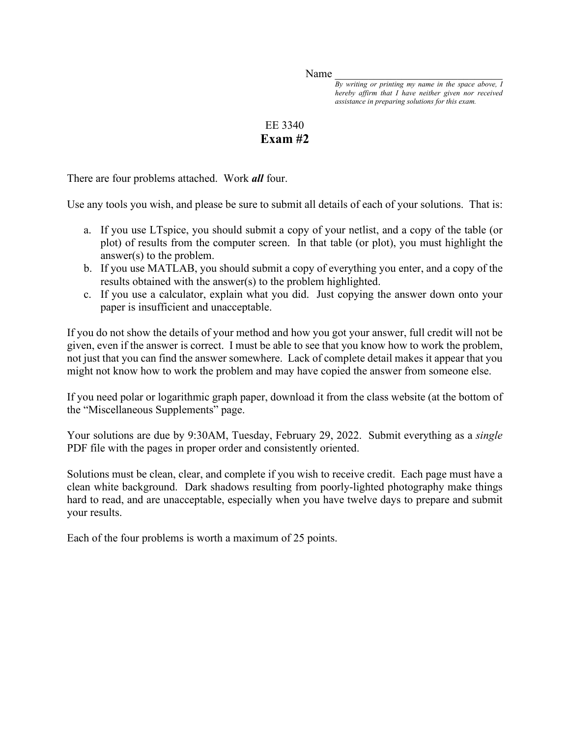Name ________________________________

*By writing or printing my name in the space above, I hereby affirm that I have neither given nor received assistance in preparing solutions for this exam.*

EE 3340

# Exam #2

There are four problems attached. Work ***all*** four.

Use any tools you wish, and please be sure to submit all details of each of your solutions. That is:

a. If you use LTspice, you should submit a copy of your netlist, and a copy of the table (or plot) of results from the computer screen. In that table (or plot), you must highlight the answer(s) to the problem.
b. If you use MATLAB, you should submit a copy of everything you enter, and a copy of the results obtained with the answer(s) to the problem highlighted.
c. If you use a calculator, explain what you did. Just copying the answer down onto your paper is insufficient and unacceptable.

If you do not show the details of your method and how you got your answer, full credit will not be given, even if the answer is correct. I must be able to see that you know how to work the problem, not just that you can find the answer somewhere. Lack of complete detail makes it appear that you might not know how to work the problem and may have copied the answer from someone else.

If you need polar or logarithmic graph paper, download it from the class website (at the bottom of the "Miscellaneous Supplements" page.

Your solutions are due by 9:30AM, Tuesday, February 29, 2022. Submit everything as a *single* PDF file with the pages in proper order and consistently oriented.

Solutions must be clean, clear, and complete if you wish to receive credit. Each page must have a clean white background. Dark shadows resulting from poorly-lighted photography make things hard to read, and are unacceptable, especially when you have twelve days to prepare and submit your results.

Each of the four problems is worth a maximum of 25 points.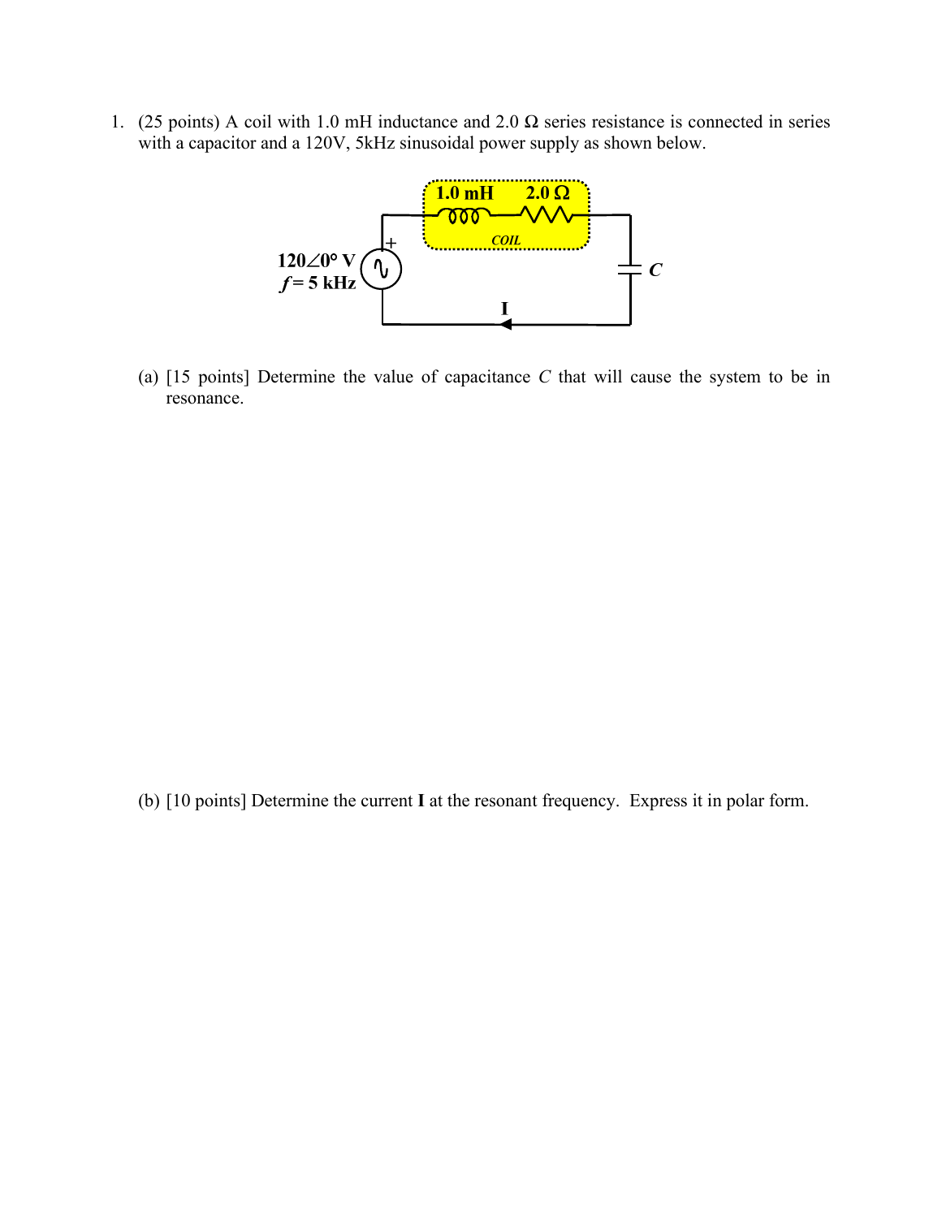1. (25 points) A coil with 1.0 mH inductance and 2.0 Ω series resistance is connected in series with a capacitor and a 120V, 5kHz sinusoidal power supply as shown below.

   (a) [15 points] Determine the value of capacitance $C$ that will cause the system to be in resonance.

   (b) [10 points] Determine the current **I** at the resonant frequency. Express it in polar form.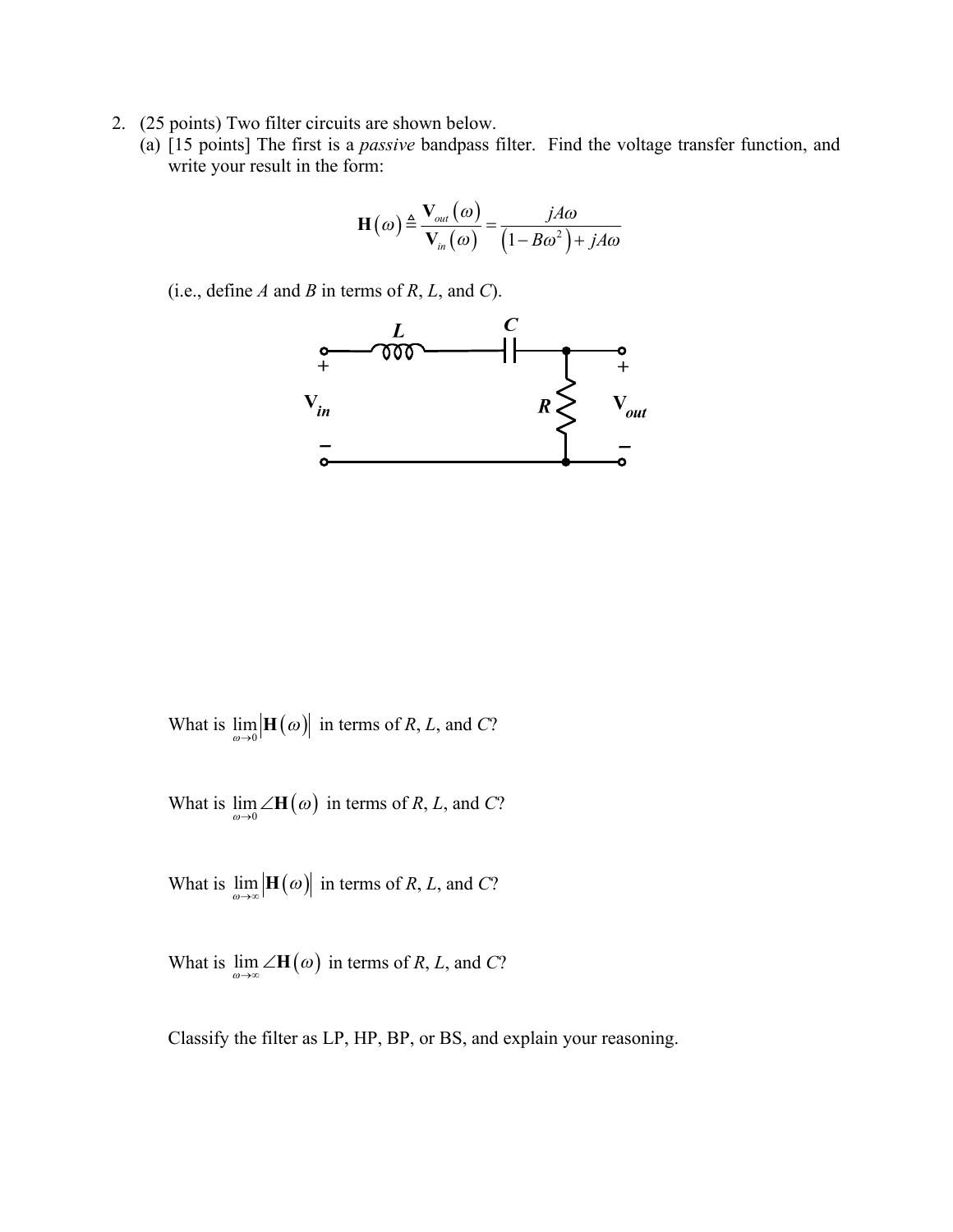2. (25 points) Two filter circuits are shown below.

   (a) [15 points] The first is a *passive* bandpass filter. Find the voltage transfer function, and write your result in the form:

$$\mathbf{H}(\omega) \triangleq \frac{\mathbf{V}_{out}(\omega)}{\mathbf{V}_{in}(\omega)} = \frac{jA\omega}{\left(1 - B\omega^2\right) + jA\omega}$$

   (i.e., define $A$ and $B$ in terms of $R$, $L$, and $C$).

What is $\lim_{\omega \to 0} \left|\mathbf{H}(\omega)\right|$ in terms of $R$, $L$, and $C$?

What is $\lim_{\omega \to 0} \angle \mathbf{H}(\omega)$ in terms of $R$, $L$, and $C$?

What is $\lim_{\omega \to \infty} \left|\mathbf{H}(\omega)\right|$ in terms of $R$, $L$, and $C$?

What is $\lim_{\omega \to \infty} \angle \mathbf{H}(\omega)$ in terms of $R$, $L$, and $C$?

Classify the filter as LP, HP, BP, or BS, and explain your reasoning.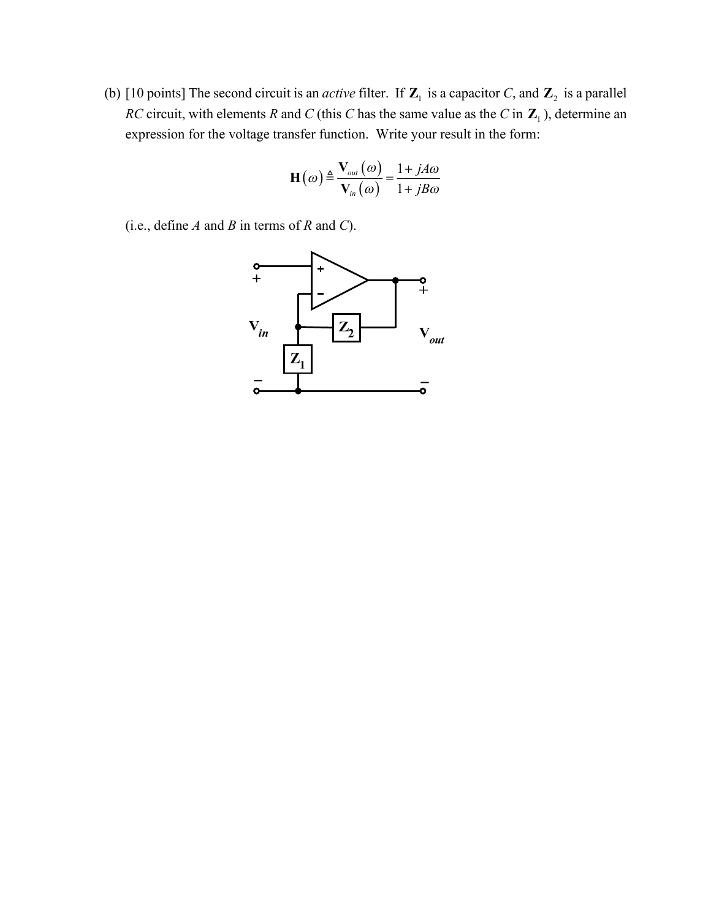(b) [10 points] The second circuit is an *active* filter. If $\mathbf{Z}_1$ is a capacitor $C$, and $\mathbf{Z}_2$ is a parallel $RC$ circuit, with elements $R$ and $C$ (this $C$ has the same value as the $C$ in $\mathbf{Z}_1$), determine an expression for the voltage transfer function. Write your result in the form:

$$\mathbf{H}(\omega) \triangleq \frac{\mathbf{V}_{out}(\omega)}{\mathbf{V}_{in}(\omega)} = \frac{1 + jA\omega}{1 + jB\omega}$$

(i.e., define $A$ and $B$ in terms of $R$ and $C$).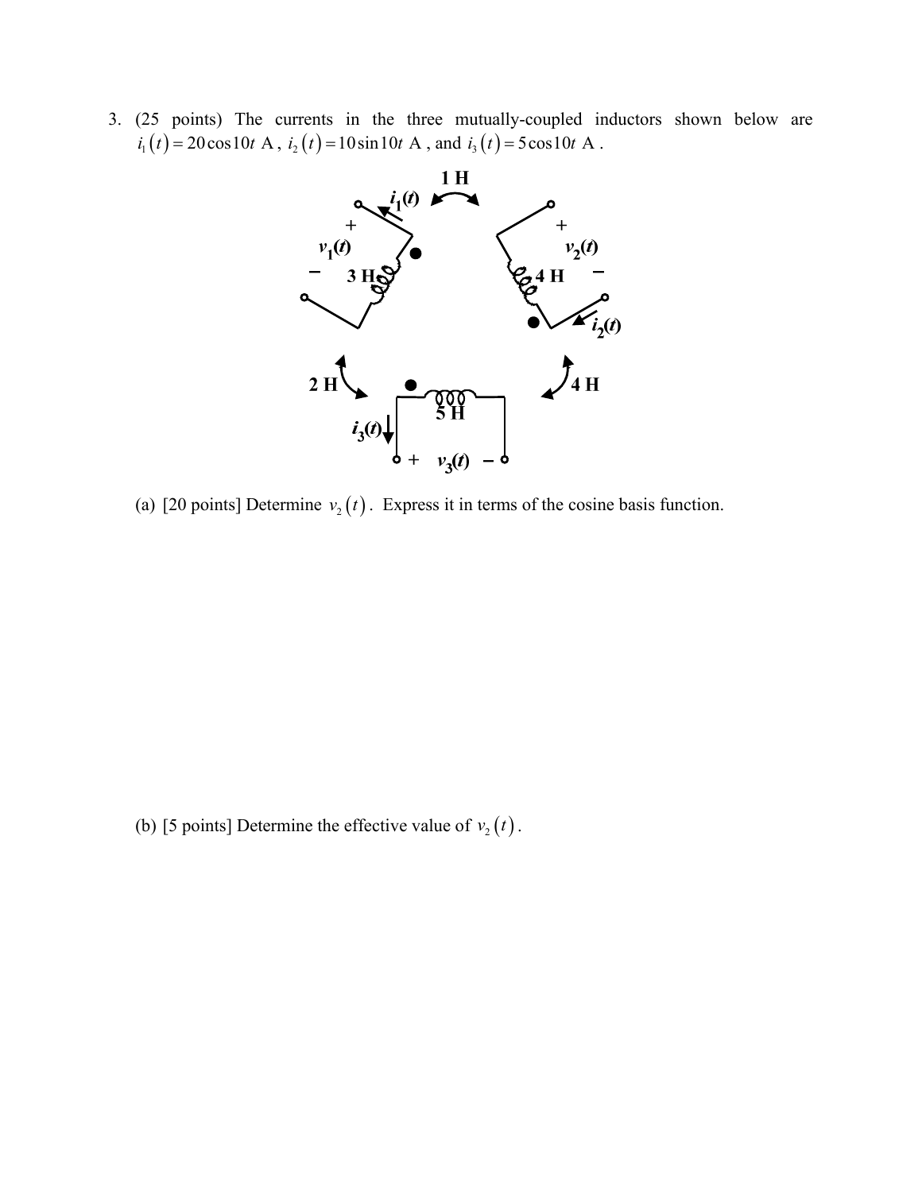3. (25 points) The currents in the three mutually-coupled inductors shown below are $i_1(t) = 20\cos 10t$ A, $i_2(t) = 10\sin 10t$ A, and $i_3(t) = 5\cos 10t$ A.

1 H

$i_1(t)$

$+$ $v_1(t)$ $-$ 3 H

$+$ $v_2(t)$ $-$ 4 H

$i_2(t)$

2 H 4 H

5 H

$i_3(t)$

$+$ $v_3(t)$ $-$

(a) [20 points] Determine $v_2(t)$. Express it in terms of the cosine basis function.

(b) [5 points] Determine the effective value of $v_2(t)$.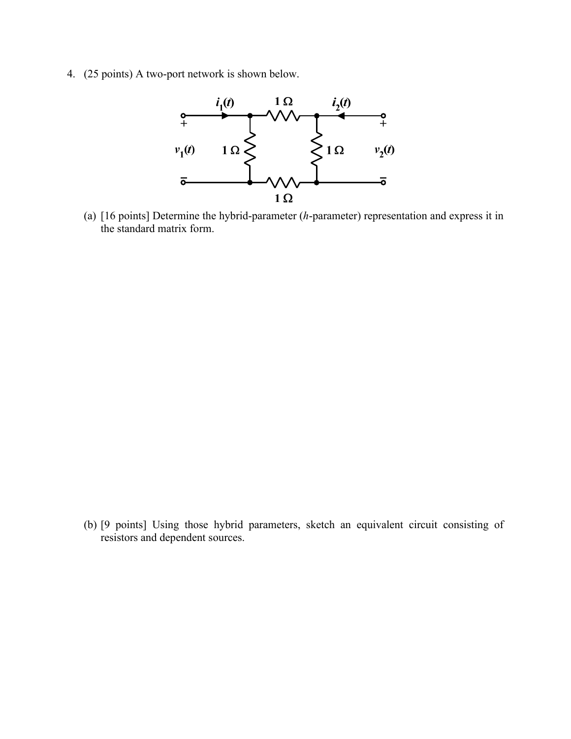4. (25 points) A two-port network is shown below.

$i_1(t)$ &nbsp;&nbsp; $1\,\Omega$ &nbsp;&nbsp; $i_2(t)$

$+$ &nbsp;&nbsp; $+$

$v_1(t)$ &nbsp;&nbsp; $1\,\Omega$ &nbsp;&nbsp; $1\,\Omega$ &nbsp;&nbsp; $v_2(t)$

$-$ &nbsp;&nbsp; $-$

$1\,\Omega$

(a) [16 points] Determine the hybrid-parameter ($h$-parameter) representation and express it in the standard matrix form.

(b) [9 points] Using those hybrid parameters, sketch an equivalent circuit consisting of resistors and dependent sources.